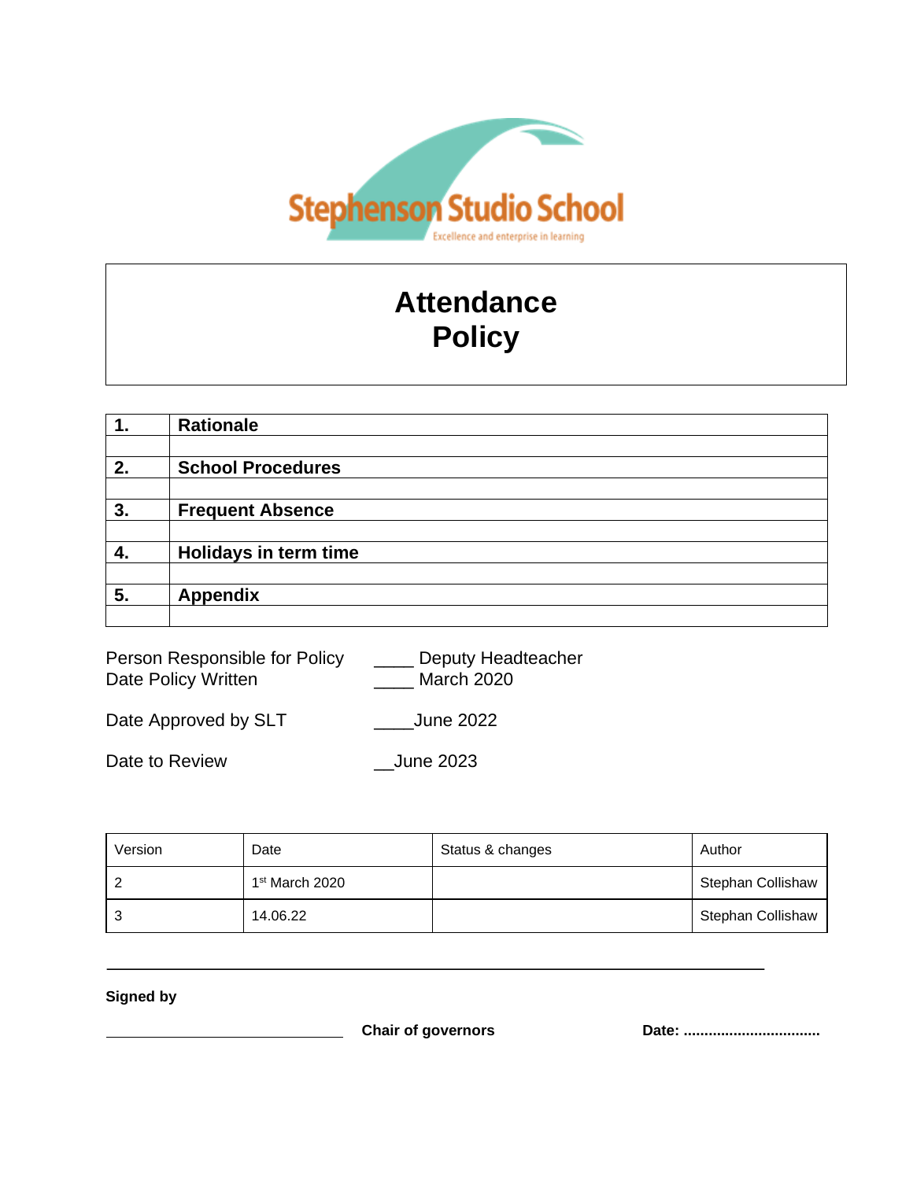Stephenson Studio School

Excellence and enterprise in learning

# Attendance Policy

| 1. | **Rationale** |
|---|---|
| | |
| **2.** | **School Procedures** |
| | |
| **3.** | **Frequent Absence** |
| | |
| **4.** | **Holidays in term time** |
| | |
| **5.** | **Appendix** |
| | |

Person Responsible for Policy ____ Deputy Headteacher
Date Policy Written ____ March 2020

Date Approved by SLT ____June 2022

Date to Review __June 2023

| Version | Date | Status & changes | Author |
|---|---|---|---|
| 2 | 1st March 2020 | | Stephan Collishaw |
| 3 | 14.06.22 | | Stephan Collishaw |

**Signed by**

______________________________ **Chair of governors** **Date: ................................**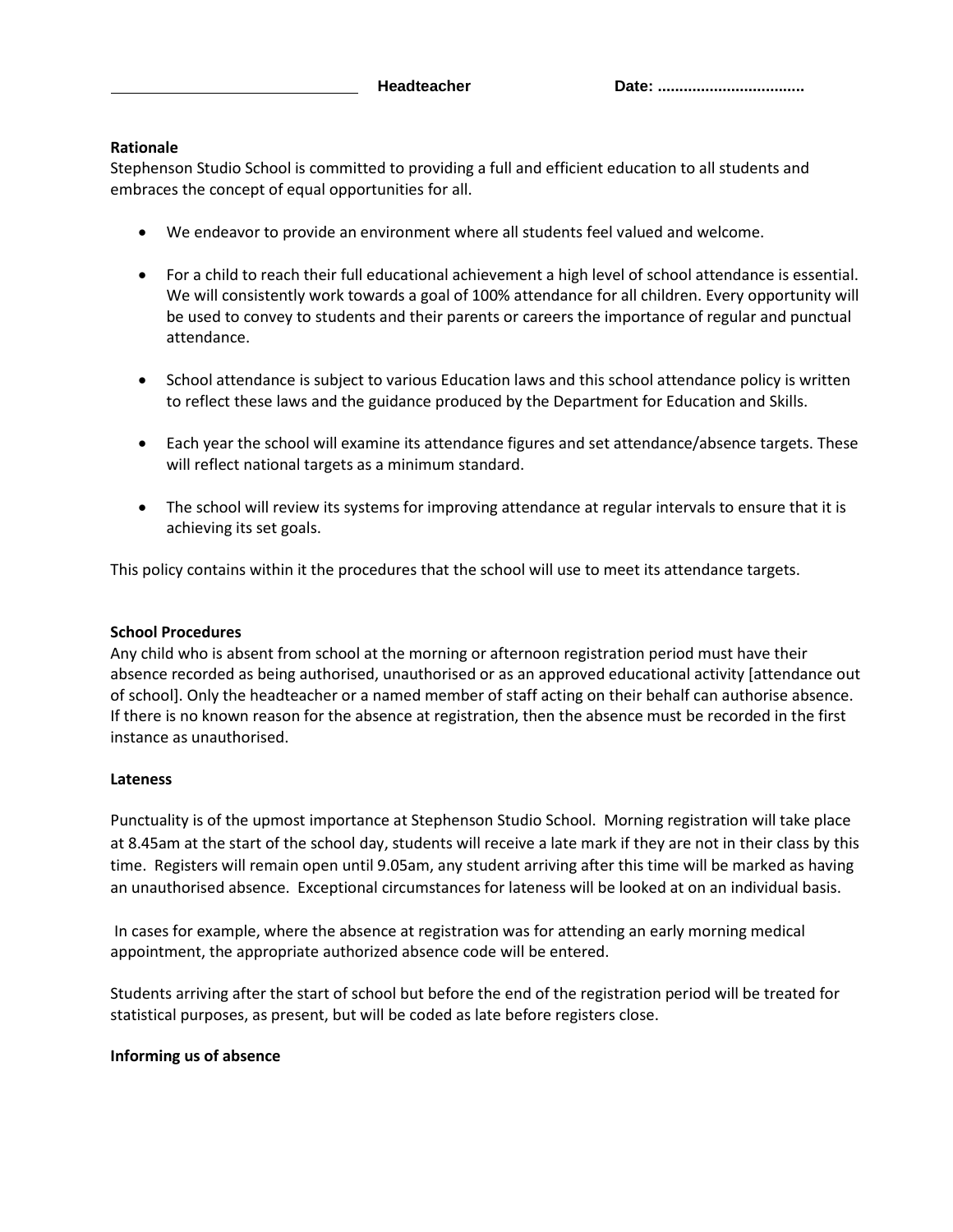_____________________________ **Headteacher** **Date: ................................**

**Rationale**

Stephenson Studio School is committed to providing a full and efficient education to all students and embraces the concept of equal opportunities for all.

- We endeavor to provide an environment where all students feel valued and welcome.
- For a child to reach their full educational achievement a high level of school attendance is essential. We will consistently work towards a goal of 100% attendance for all children. Every opportunity will be used to convey to students and their parents or careers the importance of regular and punctual attendance.
- School attendance is subject to various Education laws and this school attendance policy is written to reflect these laws and the guidance produced by the Department for Education and Skills.
- Each year the school will examine its attendance figures and set attendance/absence targets. These will reflect national targets as a minimum standard.
- The school will review its systems for improving attendance at regular intervals to ensure that it is achieving its set goals.

This policy contains within it the procedures that the school will use to meet its attendance targets.

**School Procedures**

Any child who is absent from school at the morning or afternoon registration period must have their absence recorded as being authorised, unauthorised or as an approved educational activity [attendance out of school]. Only the headteacher or a named member of staff acting on their behalf can authorise absence. If there is no known reason for the absence at registration, then the absence must be recorded in the first instance as unauthorised.

**Lateness**

Punctuality is of the upmost importance at Stephenson Studio School. Morning registration will take place at 8.45am at the start of the school day, students will receive a late mark if they are not in their class by this time. Registers will remain open until 9.05am, any student arriving after this time will be marked as having an unauthorised absence. Exceptional circumstances for lateness will be looked at on an individual basis.

In cases for example, where the absence at registration was for attending an early morning medical appointment, the appropriate authorized absence code will be entered.

Students arriving after the start of school but before the end of the registration period will be treated for statistical purposes, as present, but will be coded as late before registers close.

**Informing us of absence**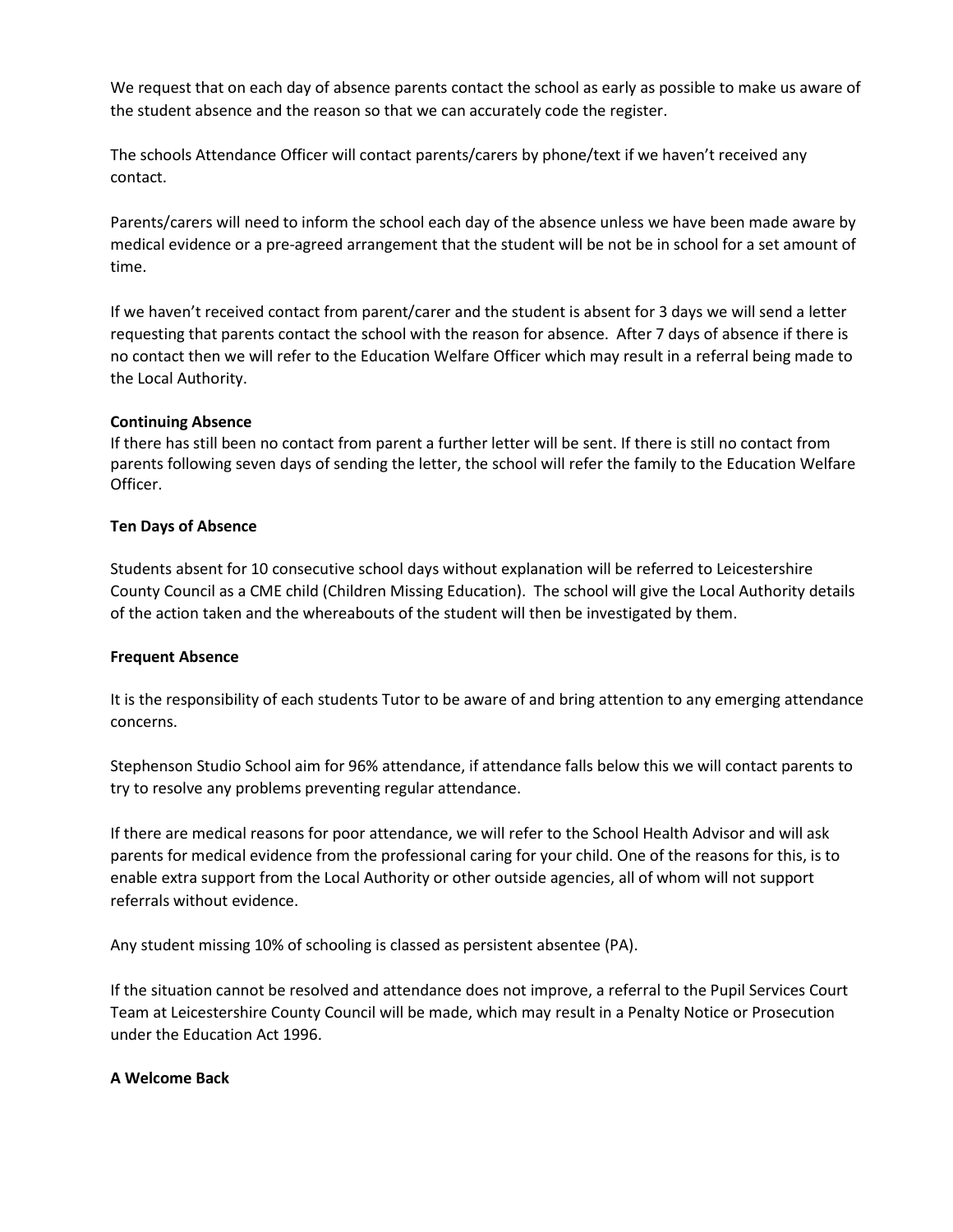We request that on each day of absence parents contact the school as early as possible to make us aware of the student absence and the reason so that we can accurately code the register.

The schools Attendance Officer will contact parents/carers by phone/text if we haven't received any contact.

Parents/carers will need to inform the school each day of the absence unless we have been made aware by medical evidence or a pre-agreed arrangement that the student will be not be in school for a set amount of time.

If we haven't received contact from parent/carer and the student is absent for 3 days we will send a letter requesting that parents contact the school with the reason for absence. After 7 days of absence if there is no contact then we will refer to the Education Welfare Officer which may result in a referral being made to the Local Authority.

**Continuing Absence**
If there has still been no contact from parent a further letter will be sent. If there is still no contact from parents following seven days of sending the letter, the school will refer the family to the Education Welfare Officer.

**Ten Days of Absence**

Students absent for 10 consecutive school days without explanation will be referred to Leicestershire County Council as a CME child (Children Missing Education). The school will give the Local Authority details of the action taken and the whereabouts of the student will then be investigated by them.

**Frequent Absence**

It is the responsibility of each students Tutor to be aware of and bring attention to any emerging attendance concerns.

Stephenson Studio School aim for 96% attendance, if attendance falls below this we will contact parents to try to resolve any problems preventing regular attendance.

If there are medical reasons for poor attendance, we will refer to the School Health Advisor and will ask parents for medical evidence from the professional caring for your child. One of the reasons for this, is to enable extra support from the Local Authority or other outside agencies, all of whom will not support referrals without evidence.

Any student missing 10% of schooling is classed as persistent absentee (PA).

If the situation cannot be resolved and attendance does not improve, a referral to the Pupil Services Court Team at Leicestershire County Council will be made, which may result in a Penalty Notice or Prosecution under the Education Act 1996.

**A Welcome Back**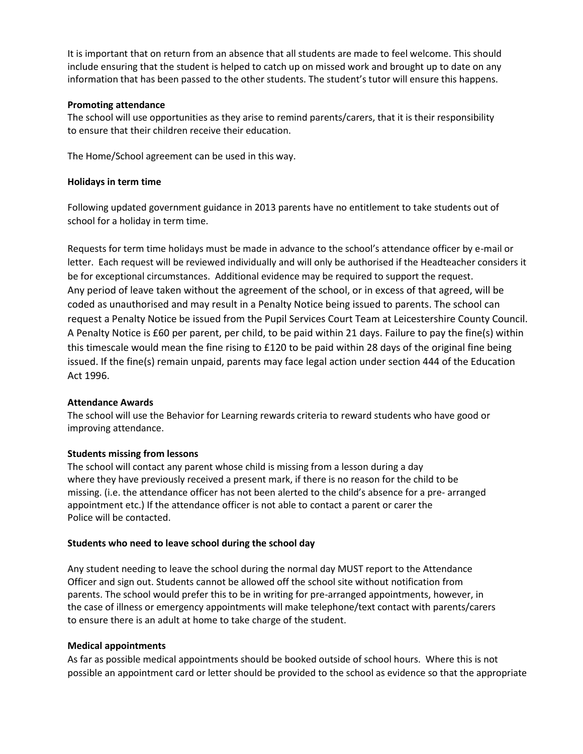It is important that on return from an absence that all students are made to feel welcome. This should include ensuring that the student is helped to catch up on missed work and brought up to date on any information that has been passed to the other students. The student's tutor will ensure this happens.

**Promoting attendance**

The school will use opportunities as they arise to remind parents/carers, that it is their responsibility to ensure that their children receive their education.

The Home/School agreement can be used in this way.

**Holidays in term time**

Following updated government guidance in 2013 parents have no entitlement to take students out of school for a holiday in term time.

Requests for term time holidays must be made in advance to the school's attendance officer by e-mail or letter. Each request will be reviewed individually and will only be authorised if the Headteacher considers it be for exceptional circumstances. Additional evidence may be required to support the request. Any period of leave taken without the agreement of the school, or in excess of that agreed, will be coded as unauthorised and may result in a Penalty Notice being issued to parents. The school can request a Penalty Notice be issued from the Pupil Services Court Team at Leicestershire County Council. A Penalty Notice is £60 per parent, per child, to be paid within 21 days. Failure to pay the fine(s) within this timescale would mean the fine rising to £120 to be paid within 28 days of the original fine being issued. If the fine(s) remain unpaid, parents may face legal action under section 444 of the Education Act 1996.

**Attendance Awards**

The school will use the Behavior for Learning rewards criteria to reward students who have good or improving attendance.

**Students missing from lessons**

The school will contact any parent whose child is missing from a lesson during a day where they have previously received a present mark, if there is no reason for the child to be missing. (i.e. the attendance officer has not been alerted to the child's absence for a pre- arranged appointment etc.) If the attendance officer is not able to contact a parent or carer the Police will be contacted.

**Students who need to leave school during the school day**

Any student needing to leave the school during the normal day MUST report to the Attendance Officer and sign out. Students cannot be allowed off the school site without notification from parents. The school would prefer this to be in writing for pre-arranged appointments, however, in the case of illness or emergency appointments will make telephone/text contact with parents/carers to ensure there is an adult at home to take charge of the student.

**Medical appointments**

As far as possible medical appointments should be booked outside of school hours. Where this is not possible an appointment card or letter should be provided to the school as evidence so that the appropriate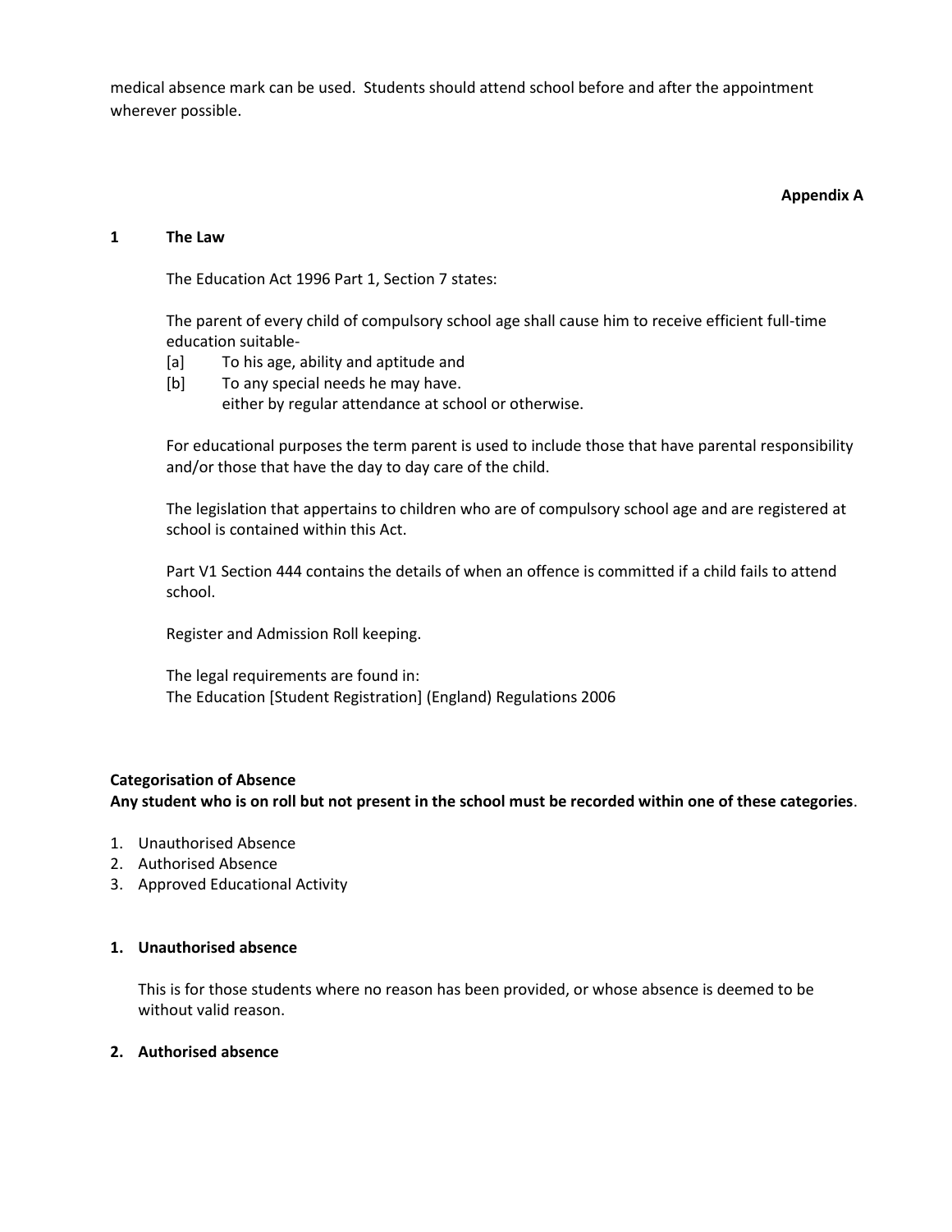medical absence mark can be used. Students should attend school before and after the appointment wherever possible.

**Appendix A**

## 1 The Law

The Education Act 1996 Part 1, Section 7 states:

The parent of every child of compulsory school age shall cause him to receive efficient full-time education suitable-

[a] To his age, ability and aptitude and
[b] To any special needs he may have.
either by regular attendance at school or otherwise.

For educational purposes the term parent is used to include those that have parental responsibility and/or those that have the day to day care of the child.

The legislation that appertains to children who are of compulsory school age and are registered at school is contained within this Act.

Part V1 Section 444 contains the details of when an offence is committed if a child fails to attend school.

Register and Admission Roll keeping.

The legal requirements are found in:
The Education [Student Registration] (England) Regulations 2006

**Categorisation of Absence**
**Any student who is on roll but not present in the school must be recorded within one of these categories**.

1. Unauthorised Absence
2. Authorised Absence
3. Approved Educational Activity

### 1. Unauthorised absence

This is for those students where no reason has been provided, or whose absence is deemed to be without valid reason.

### 2. Authorised absence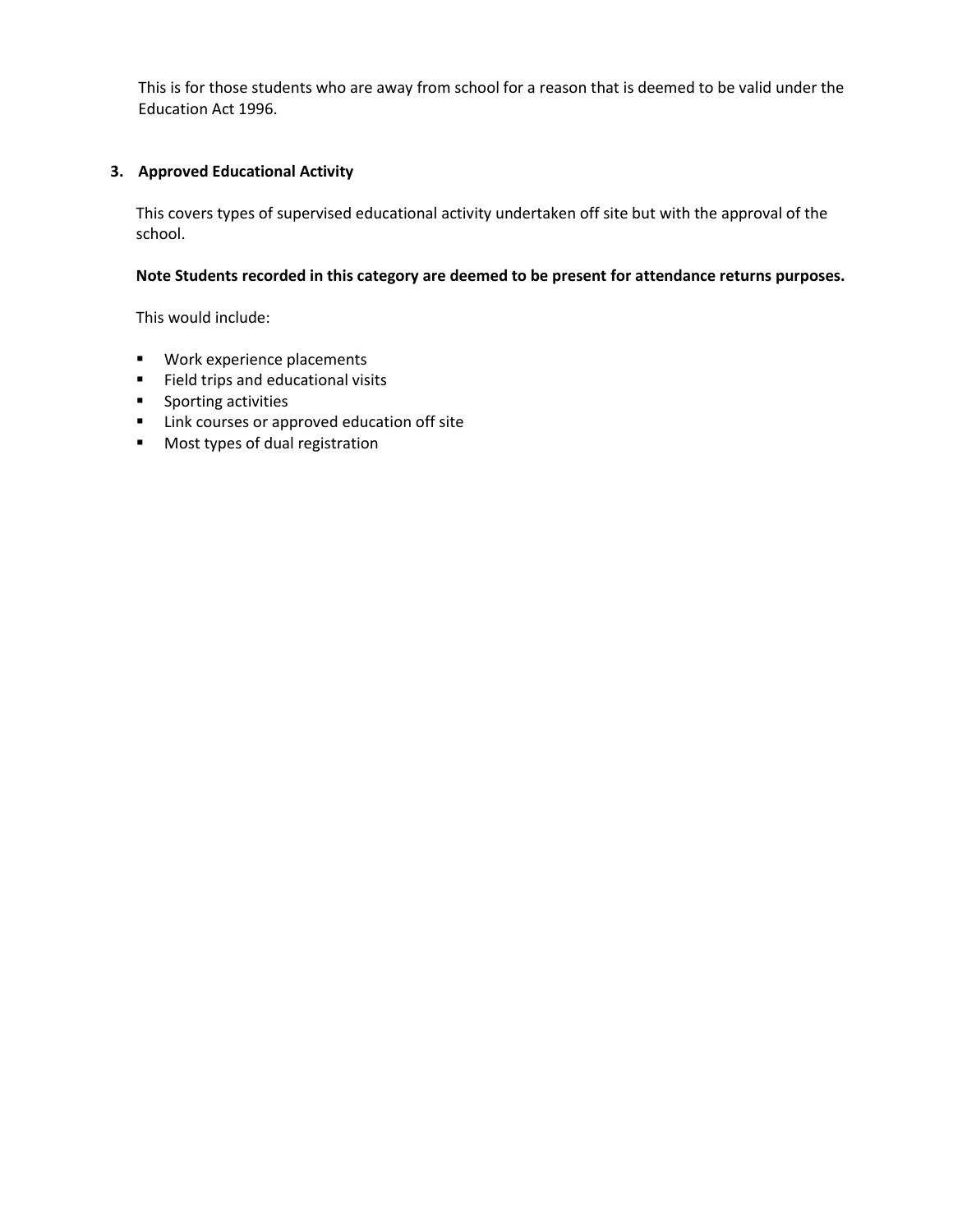This is for those students who are away from school for a reason that is deemed to be valid under the Education Act 1996.

**3. Approved Educational Activity**

This covers types of supervised educational activity undertaken off site but with the approval of the school.

**Note Students recorded in this category are deemed to be present for attendance returns purposes.**

This would include:

- Work experience placements
- Field trips and educational visits
- Sporting activities
- Link courses or approved education off site
- Most types of dual registration